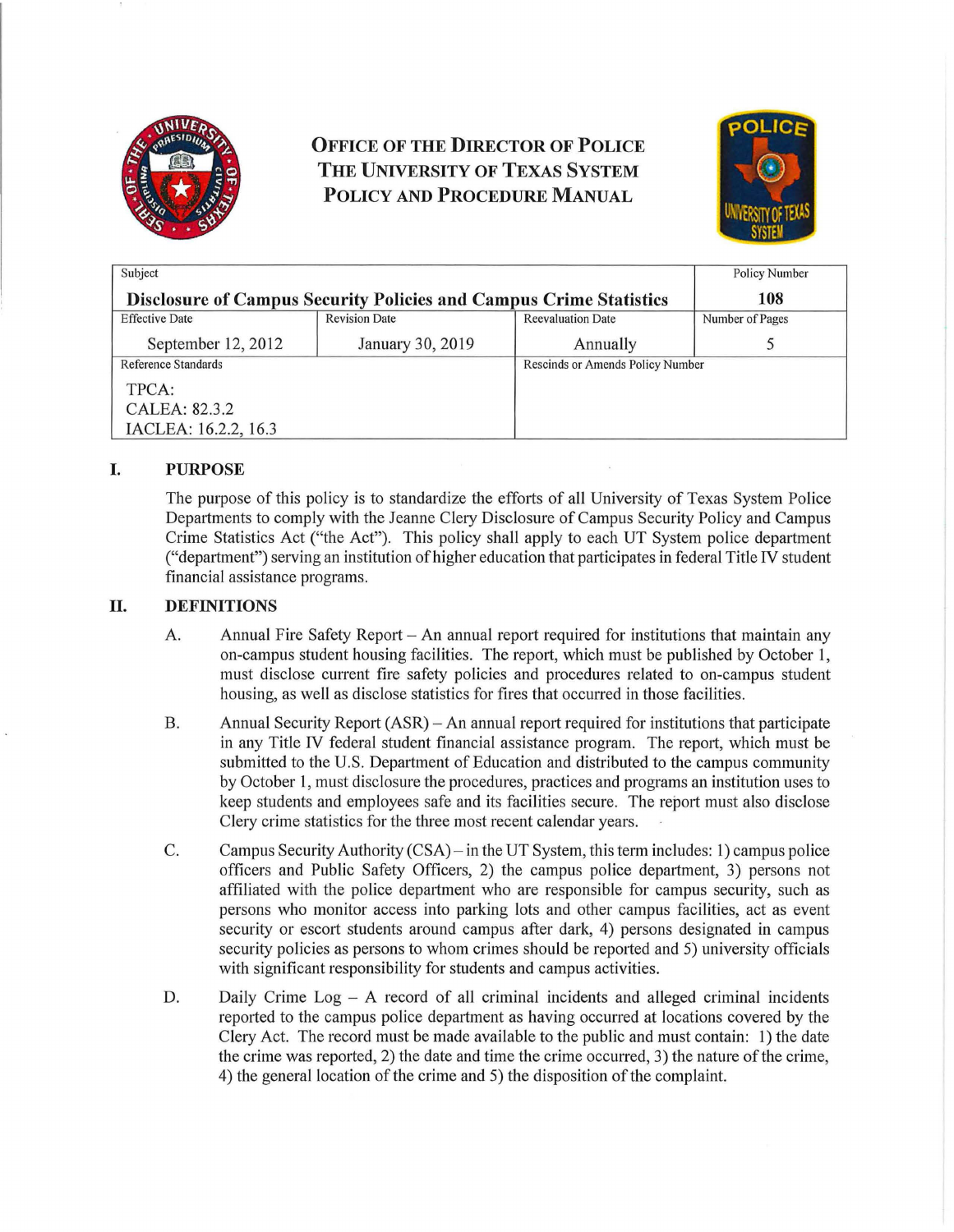# Office of the Director of Police
# The University of Texas System
# Policy and Procedure Manual

| Subject | | | Policy Number |
|---|---|---|---|
| **Disclosure of Campus Security Policies and Campus Crime Statistics** | | | **108** |
| Effective Date | Revision Date | Reevaluation Date | Number of Pages |
| September 12, 2012 | January 30, 2019 | Annually | 5 |
| Reference Standards | | Rescinds or Amends Policy Number | |
| TPCA:<br>CALEA: 82.3.2<br>IACLEA: 16.2.2, 16.3 | | | |

## I. PURPOSE

The purpose of this policy is to standardize the efforts of all University of Texas System Police Departments to comply with the Jeanne Clery Disclosure of Campus Security Policy and Campus Crime Statistics Act ("the Act"). This policy shall apply to each UT System police department ("department") serving an institution of higher education that participates in federal Title IV student financial assistance programs.

## II. DEFINITIONS

A. Annual Fire Safety Report – An annual report required for institutions that maintain any on-campus student housing facilities. The report, which must be published by October 1, must disclose current fire safety policies and procedures related to on-campus student housing, as well as disclose statistics for fires that occurred in those facilities.

B. Annual Security Report (ASR) – An annual report required for institutions that participate in any Title IV federal student financial assistance program. The report, which must be submitted to the U.S. Department of Education and distributed to the campus community by October 1, must disclosure the procedures, practices and programs an institution uses to keep students and employees safe and its facilities secure. The report must also disclose Clery crime statistics for the three most recent calendar years.

C. Campus Security Authority (CSA) – in the UT System, this term includes: 1) campus police officers and Public Safety Officers, 2) the campus police department, 3) persons not affiliated with the police department who are responsible for campus security, such as persons who monitor access into parking lots and other campus facilities, act as event security or escort students around campus after dark, 4) persons designated in campus security policies as persons to whom crimes should be reported and 5) university officials with significant responsibility for students and campus activities.

D. Daily Crime Log – A record of all criminal incidents and alleged criminal incidents reported to the campus police department as having occurred at locations covered by the Clery Act. The record must be made available to the public and must contain: 1) the date the crime was reported, 2) the date and time the crime occurred, 3) the nature of the crime, 4) the general location of the crime and 5) the disposition of the complaint.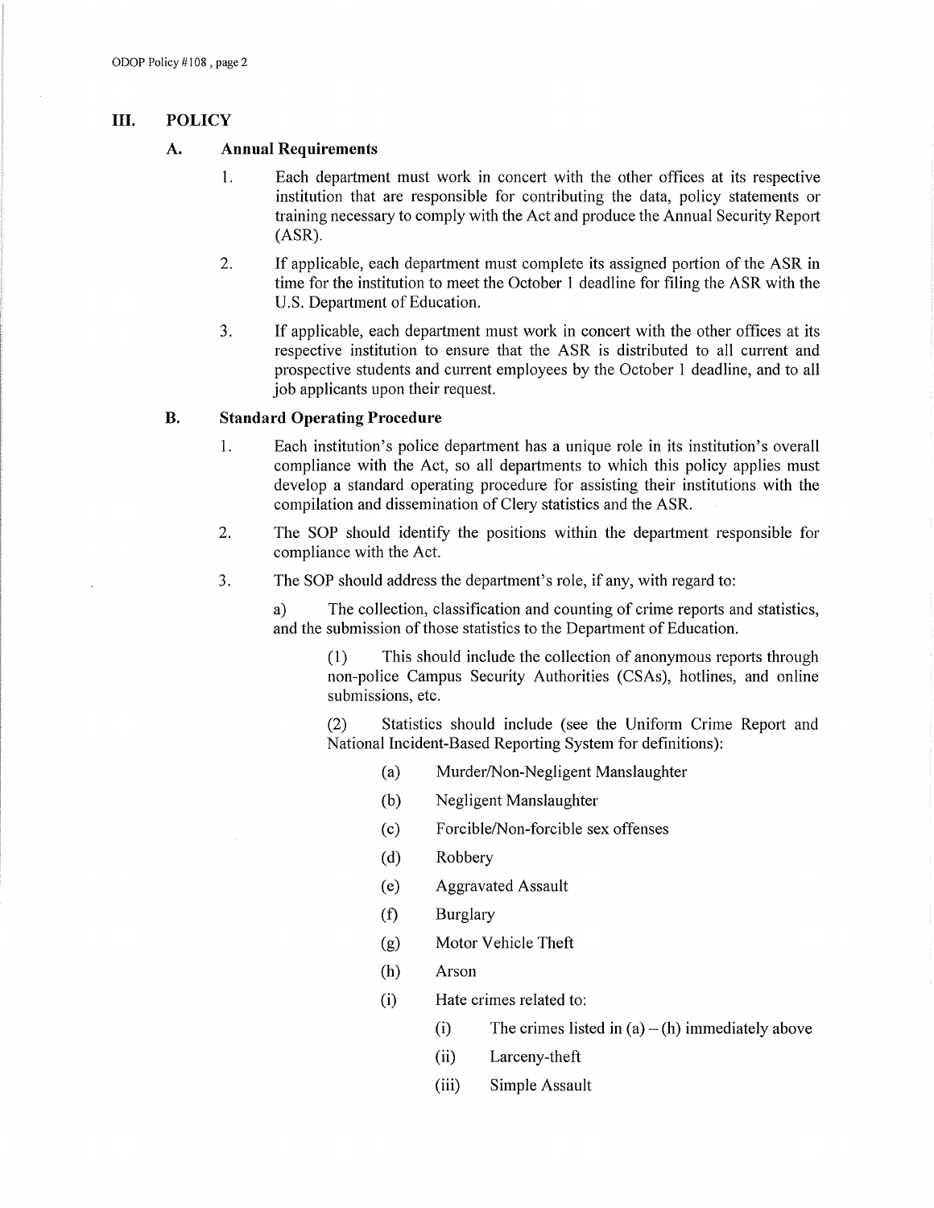## III. POLICY

### A. Annual Requirements

1. Each department must work in concert with the other offices at its respective institution that are responsible for contributing the data, policy statements or training necessary to comply with the Act and produce the Annual Security Report (ASR).

2. If applicable, each department must complete its assigned portion of the ASR in time for the institution to meet the October 1 deadline for filing the ASR with the U.S. Department of Education.

3. If applicable, each department must work in concert with the other offices at its respective institution to ensure that the ASR is distributed to all current and prospective students and current employees by the October 1 deadline, and to all job applicants upon their request.

### B. Standard Operating Procedure

1. Each institution's police department has a unique role in its institution's overall compliance with the Act, so all departments to which this policy applies must develop a standard operating procedure for assisting their institutions with the compilation and dissemination of Clery statistics and the ASR.

2. The SOP should identify the positions within the department responsible for compliance with the Act.

3. The SOP should address the department's role, if any, with regard to:

   a) The collection, classification and counting of crime reports and statistics, and the submission of those statistics to the Department of Education.

      (1) This should include the collection of anonymous reports through non-police Campus Security Authorities (CSAs), hotlines, and online submissions, etc.

      (2) Statistics should include (see the Uniform Crime Report and National Incident-Based Reporting System for definitions):

         (a) Murder/Non-Negligent Manslaughter

         (b) Negligent Manslaughter

         (c) Forcible/Non-forcible sex offenses

         (d) Robbery

         (e) Aggravated Assault

         (f) Burglary

         (g) Motor Vehicle Theft

         (h) Arson

         (i) Hate crimes related to:

            (i) The crimes listed in (a) – (h) immediately above

            (ii) Larceny-theft

            (iii) Simple Assault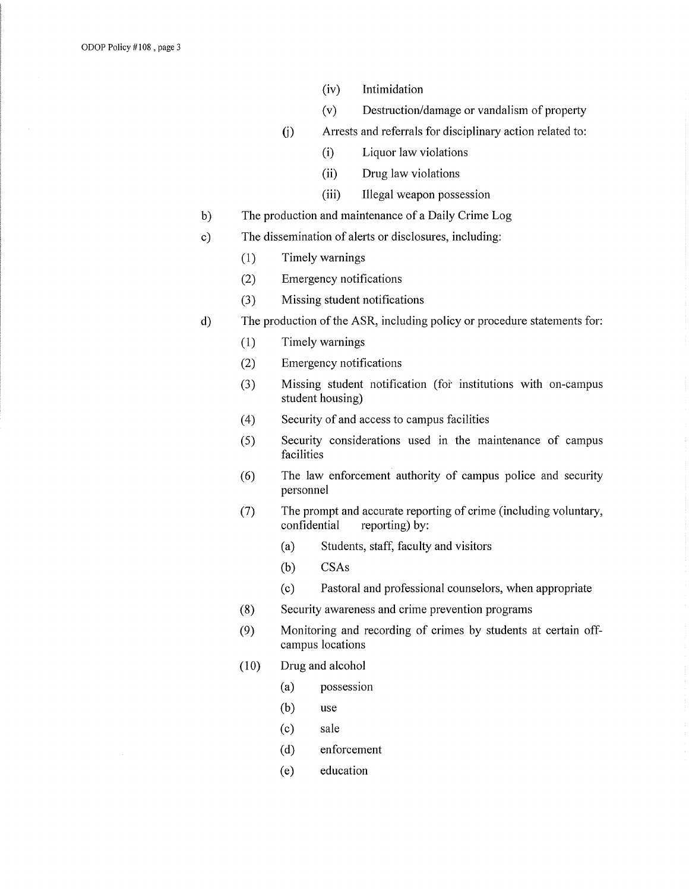- (iv) Intimidation
- (v) Destruction/damage or vandalism of property

(j) Arrests and referrals for disciplinary action related to:

- (i) Liquor law violations
- (ii) Drug law violations
- (iii) Illegal weapon possession

b) The production and maintenance of a Daily Crime Log

c) The dissemination of alerts or disclosures, including:

- (1) Timely warnings
- (2) Emergency notifications
- (3) Missing student notifications

d) The production of the ASR, including policy or procedure statements for:

- (1) Timely warnings
- (2) Emergency notifications
- (3) Missing student notification (for institutions with on-campus student housing)
- (4) Security of and access to campus facilities
- (5) Security considerations used in the maintenance of campus facilities
- (6) The law enforcement authority of campus police and security personnel
- (7) The prompt and accurate reporting of crime (including voluntary, confidential reporting) by:
  - (a) Students, staff, faculty and visitors
  - (b) CSAs
  - (c) Pastoral and professional counselors, when appropriate
- (8) Security awareness and crime prevention programs
- (9) Monitoring and recording of crimes by students at certain off-campus locations
- (10) Drug and alcohol
  - (a) possession
  - (b) use
  - (c) sale
  - (d) enforcement
  - (e) education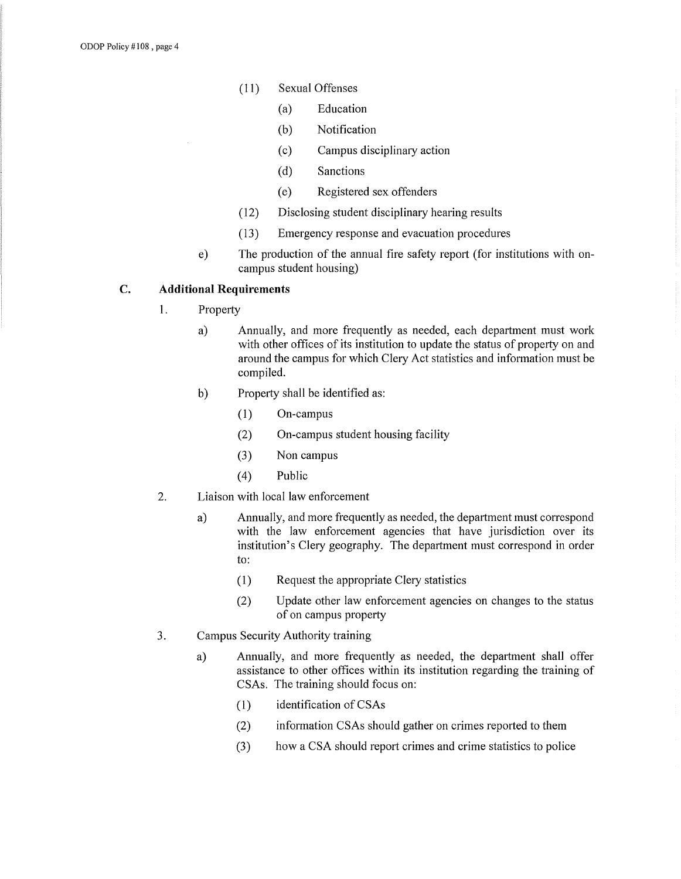- (11) Sexual Offenses
  - (a) Education
  - (b) Notification
  - (c) Campus disciplinary action
  - (d) Sanctions
  - (e) Registered sex offenders
- (12) Disclosing student disciplinary hearing results
- (13) Emergency response and evacuation procedures

e) The production of the annual fire safety report (for institutions with on-campus student housing)

## C. Additional Requirements

1. Property

   a) Annually, and more frequently as needed, each department must work with other offices of its institution to update the status of property on and around the campus for which Clery Act statistics and information must be compiled.

   b) Property shall be identified as:

      - (1) On-campus
      - (2) On-campus student housing facility
      - (3) Non campus
      - (4) Public

2. Liaison with local law enforcement

   a) Annually, and more frequently as needed, the department must correspond with the law enforcement agencies that have jurisdiction over its institution's Clery geography. The department must correspond in order to:

      - (1) Request the appropriate Clery statistics
      - (2) Update other law enforcement agencies on changes to the status of on campus property

3. Campus Security Authority training

   a) Annually, and more frequently as needed, the department shall offer assistance to other offices within its institution regarding the training of CSAs. The training should focus on:

      - (1) identification of CSAs
      - (2) information CSAs should gather on crimes reported to them
      - (3) how a CSA should report crimes and crime statistics to police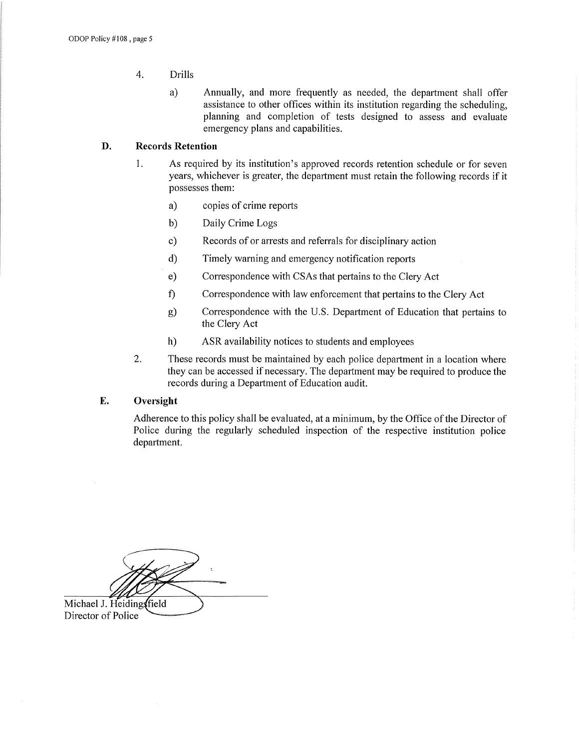4. Drills

   a) Annually, and more frequently as needed, the department shall offer assistance to other offices within its institution regarding the scheduling, planning and completion of tests designed to assess and evaluate emergency plans and capabilities.

## D. Records Retention

1. As required by its institution's approved records retention schedule or for seven years, whichever is greater, the department must retain the following records if it possesses them:

   a) copies of crime reports

   b) Daily Crime Logs

   c) Records of or arrests and referrals for disciplinary action

   d) Timely warning and emergency notification reports

   e) Correspondence with CSAs that pertains to the Clery Act

   f) Correspondence with law enforcement that pertains to the Clery Act

   g) Correspondence with the U.S. Department of Education that pertains to the Clery Act

   h) ASR availability notices to students and employees

2. These records must be maintained by each police department in a location where they can be accessed if necessary. The department may be required to produce the records during a Department of Education audit.

## E. Oversight

Adherence to this policy shall be evaluated, at a minimum, by the Office of the Director of Police during the regularly scheduled inspection of the respective institution police department.

Michael J. Heidingsfield
Director of Police